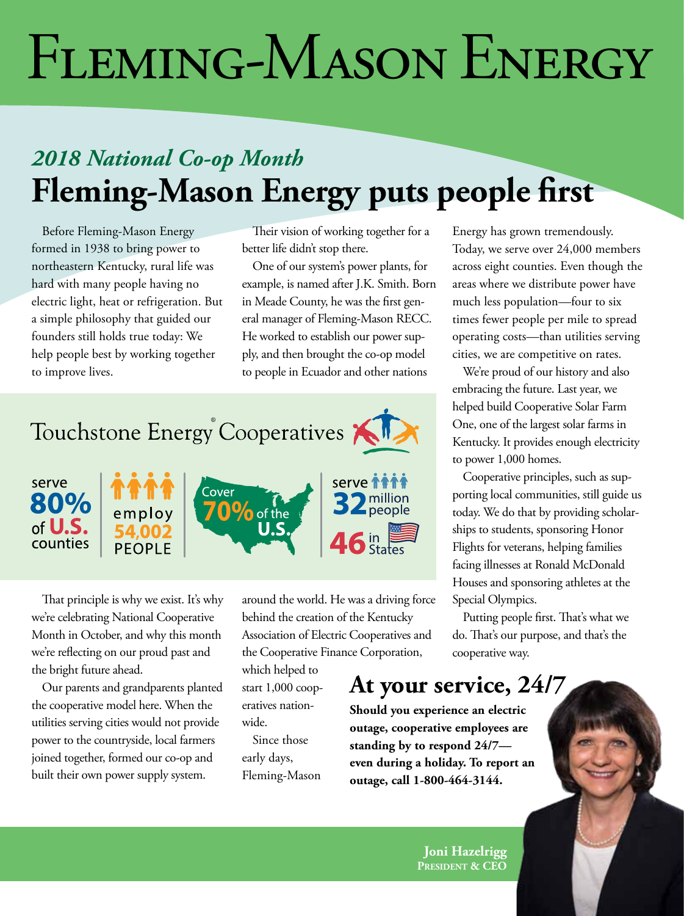# Fleming-Mason Energy

## *2018 National Co-op Month*

# Fleming-Mason Energy puts people first

Before Fleming-Mason Energy formed in 1938 to bring power to northeastern Kentucky, rural life was hard with many people having no electric light, heat or refrigeration. But a simple philosophy that guided our founders still holds true today: We help people best by working together to improve lives.

That principle is why we exist. It's why we're celebrating National Cooperative Month in October, and why this month we're reflecting on our proud past and the bright future ahead.

Our parents and grandparents planted the cooperative model here. When the utilities serving cities would not provide power to the countryside, local farmers joined together, formed our co-op and built their own power supply system.

Their vision of working together for a better life didn't stop there.

One of our system's power plants, for example, is named after J.K. Smith. Born in Meade County, he was the first general manager of Fleming-Mason RECC. He worked to establish our power supply, and then brought the co-op model to people in Ecuador and other nations around the world. He was a driving force behind the creation of the Kentucky Association of Electric Cooperatives and the Cooperative Finance Corporation, which helped to start 1,000 cooperatives nationwide.

Since those early days, Fleming-Mason Energy has grown tremendously. Today, we serve over 24,000 members across eight counties. Even though the areas where we distribute power have much less population—four to six times fewer people per mile to spread operating costs—than utilities serving cities, we are competitive on rates.

We're proud of our history and also embracing the future. Last year, we helped build Cooperative Solar Farm One, one of the largest solar farms in Kentucky. It provides enough electricity to power 1,000 homes.

Cooperative principles, such as supporting local communities, still guide us today. We do that by providing scholarships to students, sponsoring Honor Flights for veterans, helping families facing illnesses at Ronald McDonald Houses and sponsoring athletes at the Special Olympics.

Putting people first. That's what we do. That's our purpose, and that's the cooperative way.

**Touchstone Energy® Cooperatives**

- serve **80%** of U.S. counties
- employ **54,002** PEOPLE
- Cover **70%** of the U.S.
- serve **32** million people
- **46** in States

## At your service, 24/7

**Should you experience an electric outage, cooperative employees are standing by to respond 24/7—even during a holiday. To report an outage, call 1-800-464-3144.**

**Joni Hazelrigg**
**President & CEO**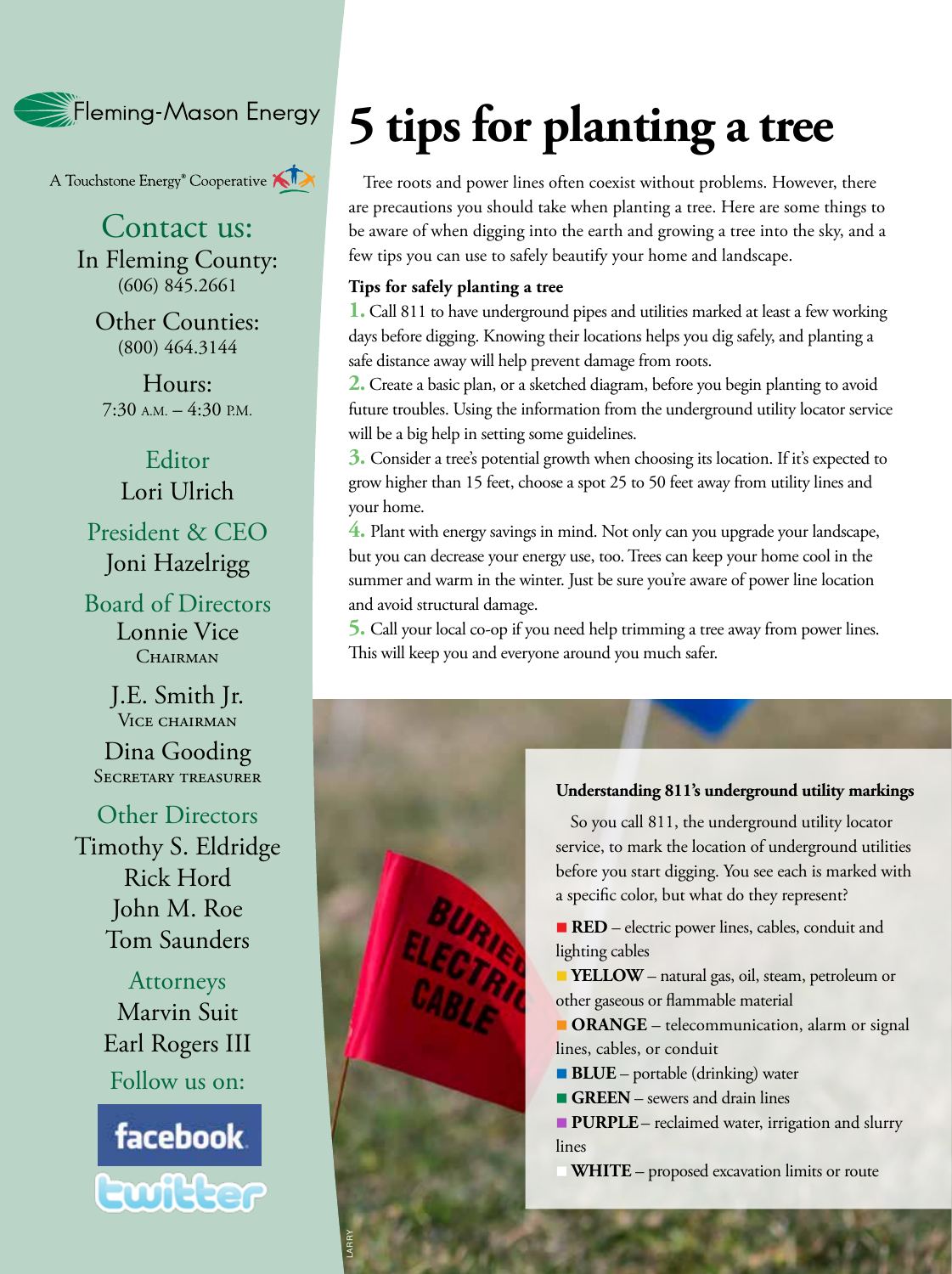Fleming-Mason Energy

A Touchstone Energy® Cooperative

## Contact us:

In Fleming County:
(606) 845.2661

Other Counties:
(800) 464.3144

Hours:
7:30 A.M. – 4:30 P.M.

**Editor**
Lori Ulrich

**President & CEO**
Joni Hazelrigg

**Board of Directors**
Lonnie Vice
Chairman

J.E. Smith Jr.
Vice chairman

Dina Gooding
Secretary treasurer

**Other Directors**
Timothy S. Eldridge
Rick Hord
John M. Roe
Tom Saunders

**Attorneys**
Marvin Suit
Earl Rogers III

Follow us on:

facebook

twitter

# 5 tips for planting a tree

Tree roots and power lines often coexist without problems. However, there are precautions you should take when planting a tree. Here are some things to be aware of when digging into the earth and growing a tree into the sky, and a few tips you can use to safely beautify your home and landscape.

**Tips for safely planting a tree**

1. Call 811 to have underground pipes and utilities marked at least a few working days before digging. Knowing their locations helps you dig safely, and planting a safe distance away will help prevent damage from roots.
2. Create a basic plan, or a sketched diagram, before you begin planting to avoid future troubles. Using the information from the underground utility locator service will be a big help in setting some guidelines.
3. Consider a tree's potential growth when choosing its location. If it's expected to grow higher than 15 feet, choose a spot 25 to 50 feet away from utility lines and your home.
4. Plant with energy savings in mind. Not only can you upgrade your landscape, but you can decrease your energy use, too. Trees can keep your home cool in the summer and warm in the winter. Just be sure you're aware of power line location and avoid structural damage.
5. Call your local co-op if you need help trimming a tree away from power lines. This will keep you and everyone around you much safer.

**Understanding 811's underground utility markings**

So you call 811, the underground utility locator service, to mark the location of underground utilities before you start digging. You see each is marked with a specific color, but what do they represent?

- **RED** – electric power lines, cables, conduit and lighting cables
- **YELLOW** – natural gas, oil, steam, petroleum or other gaseous or flammable material
- **ORANGE** – telecommunication, alarm or signal lines, cables, or conduit
- **BLUE** – portable (drinking) water
- **GREEN** – sewers and drain lines
- **PURPLE** – reclaimed water, irrigation and slurry lines
- **WHITE** – proposed excavation limits or route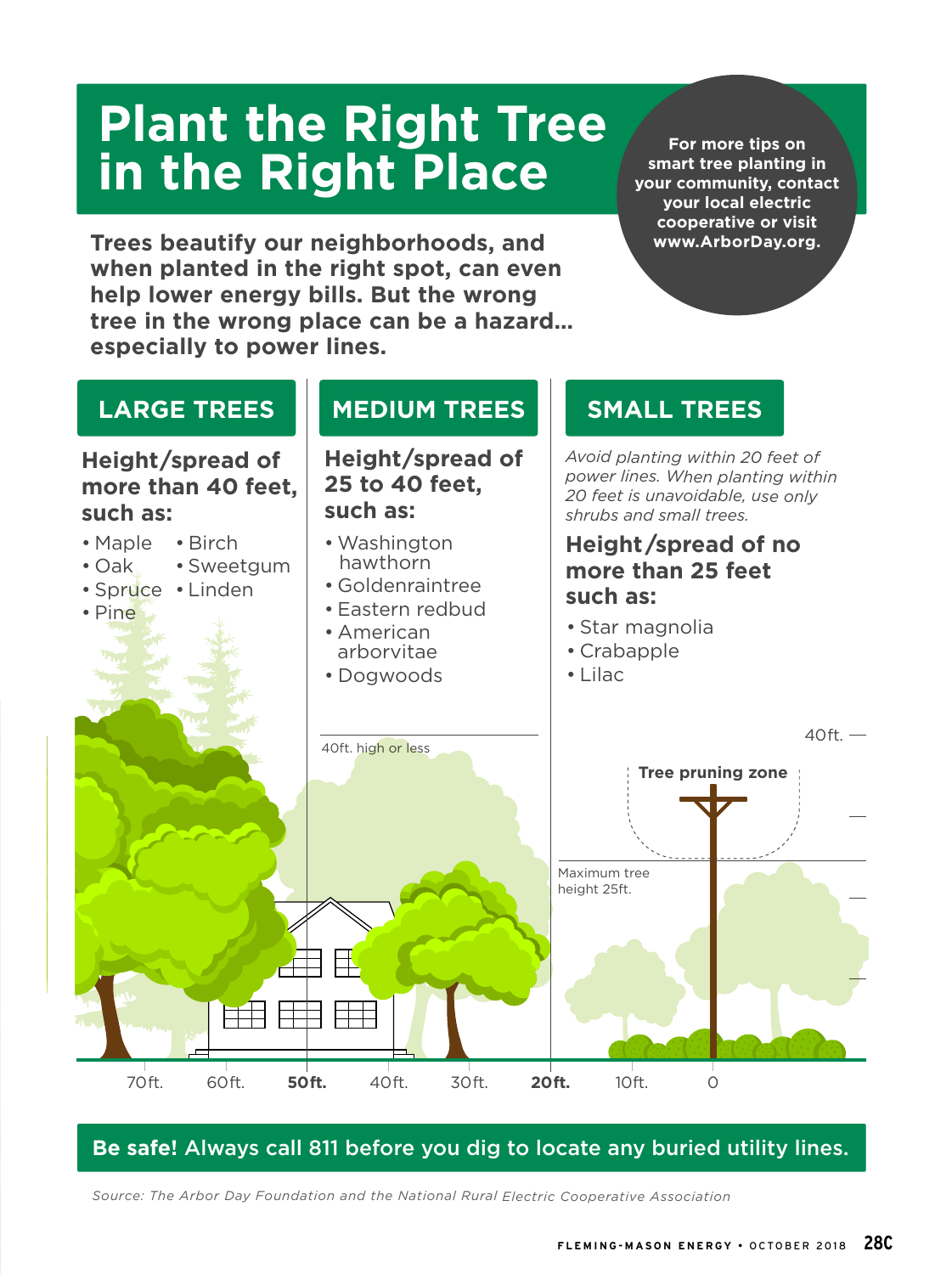# Plant the Right Tree in the Right Place

For more tips on smart tree planting in your community, contact your local electric cooperative or visit www.ArborDay.org.

**Trees beautify our neighborhoods, and when planted in the right spot, can even help lower energy bills. But the wrong tree in the wrong place can be a hazard... especially to power lines.**

## LARGE TREES

### Height/spread of more than 40 feet, such as:

- Maple
- Oak
- Spruce
- Pine
- Birch
- Sweetgum
- Linden

## MEDIUM TREES

### Height/spread of 25 to 40 feet, such as:

- Washington hawthorn
- Goldenraintree
- Eastern redbud
- American arborvitae
- Dogwoods

## SMALL TREES

*Avoid planting within 20 feet of power lines. When planting within 20 feet is unavoidable, use only shrubs and small trees.*

### Height/spread of no more than 25 feet such as:

- Star magnolia
- Crabapple
- Lilac

40ft. high or less

Tree pruning zone

40ft.

Maximum tree height 25ft.

70ft. 60ft. **50ft.** 40ft. 30ft. **20ft.** 10ft. 0

**Be safe!** Always call 811 before you dig to locate any buried utility lines.

*Source: The Arbor Day Foundation and the National Rural Electric Cooperative Association*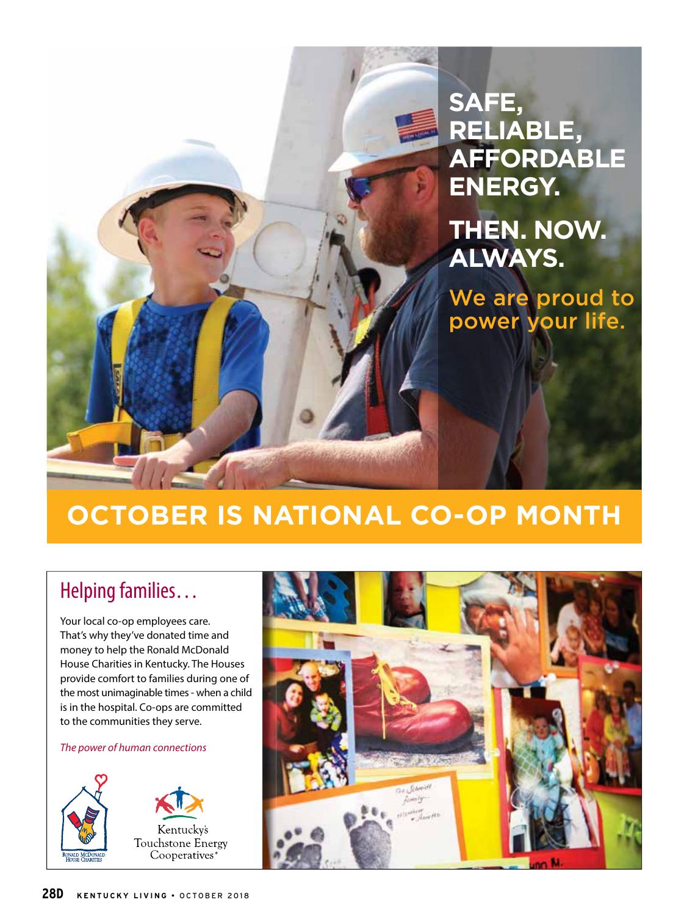# SAFE, RELIABLE, AFFORDABLE ENERGY.

## THEN. NOW. ALWAYS.

We are proud to power your life.

## OCTOBER IS NATIONAL CO-OP MONTH

## Helping families…

Your local co-op employees care. That's why they've donated time and money to help the Ronald McDonald House Charities in Kentucky. The Houses provide comfort to families during one of the most unimaginable times - when a child is in the hospital. Co-ops are committed to the communities they serve.

*The power of human connections*

Ronald McDonald House Charities

Kentucky's Touchstone Energy Cooperatives